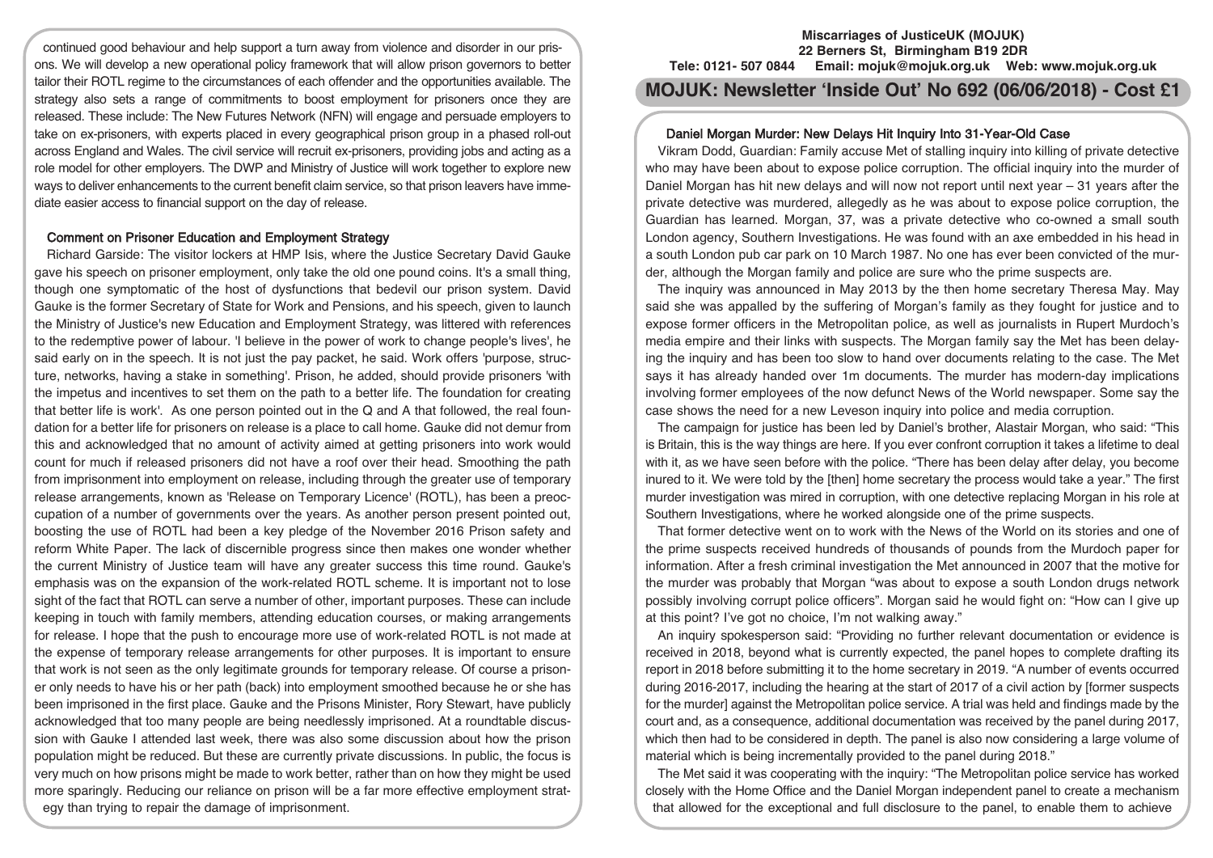continued good behaviour and help support a turn away from violence and disorder in our prisons. We will develop a new operational policy framework that will allow prison governors to better tailor their ROTL regime to the circumstances of each offender and the opportunities available. The strategy also sets a range of commitments to boost employment for prisoners once they are released. These include: The New Futures Network (NFN) will engage and persuade employers to take on ex-prisoners, with experts placed in every geographical prison group in a phased roll-out across England and Wales. The civil service will recruit ex-prisoners, providing jobs and acting as a role model for other employers. The DWP and Ministry of Justice will work together to explore new ways to deliver enhancements to the current benefit claim service, so that prison leavers have immediate easier access to financial support on the day of release.

### Comment on Prisoner Education and Employment Strategy

Richard Garside: The visitor lockers at HMP Isis, where the Justice Secretary David Gauke gave his speech on prisoner employment, only take the old one pound coins. It's a small thing, though one symptomatic of the host of dysfunctions that bedevil our prison system. David Gauke is the former Secretary of State for Work and Pensions, and his speech, given to launch the Ministry of Justice's new Education and Employment Strategy, was littered with references to the redemptive power of labour. 'I believe in the power of work to change people's lives', he said early on in the speech. It is not just the pay packet, he said. Work offers 'purpose, structure, networks, having a stake in something'. Prison, he added, should provide prisoners 'with the impetus and incentives to set them on the path to a better life. The foundation for creating that better life is work'. As one person pointed out in the Q and A that followed, the real foundation for a better life for prisoners on release is a place to call home. Gauke did not demur from this and acknowledged that no amount of activity aimed at getting prisoners into work would count for much if released prisoners did not have a roof over their head. Smoothing the path from imprisonment into employment on release, including through the greater use of temporary release arrangements, known as 'Release on Temporary Licence' (ROTL), has been a preoccupation of a number of governments over the years. As another person present pointed out, boosting the use of ROTL had been a key pledge of the November 2016 Prison safety and reform White Paper. The lack of discernible progress since then makes one wonder whether the current Ministry of Justice team will have any greater success this time round. Gauke's emphasis was on the expansion of the work-related ROTL scheme. It is important not to lose sight of the fact that ROTL can serve a number of other, important purposes. These can include keeping in touch with family members, attending education courses, or making arrangements for release. I hope that the push to encourage more use of work-related ROTL is not made at the expense of temporary release arrangements for other purposes. It is important to ensure that work is not seen as the only legitimate grounds for temporary release. Of course a prisoner only needs to have his or her path (back) into employment smoothed because he or she has been imprisoned in the first place. Gauke and the Prisons Minister, Rory Stewart, have publicly acknowledged that too many people are being needlessly imprisoned. At a roundtable discussion with Gauke I attended last week, there was also some discussion about how the prison population might be reduced. But these are currently private discussions. In public, the focus is very much on how prisons might be made to work better, rather than on how they might be used more sparingly. Reducing our reliance on prison will be a far more effective employment strategy than trying to repair the damage of imprisonment.

**Miscarriages of JusticeUK (MOJUK)**
**22 Berners St, Birmingham B19 2DR**
**Tele: 0121- 507 0844 Email: mojuk@mojuk.org.uk Web: www.mojuk.org.uk**

# MOJUK: Newsletter 'Inside Out' No 692 (06/06/2018) - Cost £1

### Daniel Morgan Murder: New Delays Hit Inquiry Into 31-Year-Old Case

Vikram Dodd, Guardian: Family accuse Met of stalling inquiry into killing of private detective who may have been about to expose police corruption. The official inquiry into the murder of Daniel Morgan has hit new delays and will now not report until next year – 31 years after the private detective was murdered, allegedly as he was about to expose police corruption, the Guardian has learned. Morgan, 37, was a private detective who co-owned a small south London agency, Southern Investigations. He was found with an axe embedded in his head in a south London pub car park on 10 March 1987. No one has ever been convicted of the murder, although the Morgan family and police are sure who the prime suspects are.

The inquiry was announced in May 2013 by the then home secretary Theresa May. May said she was appalled by the suffering of Morgan's family as they fought for justice and to expose former officers in the Metropolitan police, as well as journalists in Rupert Murdoch's media empire and their links with suspects. The Morgan family say the Met has been delaying the inquiry and has been too slow to hand over documents relating to the case. The Met says it has already handed over 1m documents. The murder has modern-day implications involving former employees of the now defunct News of the World newspaper. Some say the case shows the need for a new Leveson inquiry into police and media corruption.

The campaign for justice has been led by Daniel's brother, Alastair Morgan, who said: "This is Britain, this is the way things are here. If you ever confront corruption it takes a lifetime to deal with it, as we have seen before with the police. "There has been delay after delay, you become inured to it. We were told by the [then] home secretary the process would take a year." The first murder investigation was mired in corruption, with one detective replacing Morgan in his role at Southern Investigations, where he worked alongside one of the prime suspects.

That former detective went on to work with the News of the World on its stories and one of the prime suspects received hundreds of thousands of pounds from the Murdoch paper for information. After a fresh criminal investigation the Met announced in 2007 that the motive for the murder was probably that Morgan "was about to expose a south London drugs network possibly involving corrupt police officers". Morgan said he would fight on: "How can I give up at this point? I've got no choice, I'm not walking away."

An inquiry spokesperson said: "Providing no further relevant documentation or evidence is received in 2018, beyond what is currently expected, the panel hopes to complete drafting its report in 2018 before submitting it to the home secretary in 2019. "A number of events occurred during 2016-2017, including the hearing at the start of 2017 of a civil action by [former suspects for the murder] against the Metropolitan police service. A trial was held and findings made by the court and, as a consequence, additional documentation was received by the panel during 2017, which then had to be considered in depth. The panel is also now considering a large volume of material which is being incrementally provided to the panel during 2018."

The Met said it was cooperating with the inquiry: "The Metropolitan police service has worked closely with the Home Office and the Daniel Morgan independent panel to create a mechanism that allowed for the exceptional and full disclosure to the panel, to enable them to achieve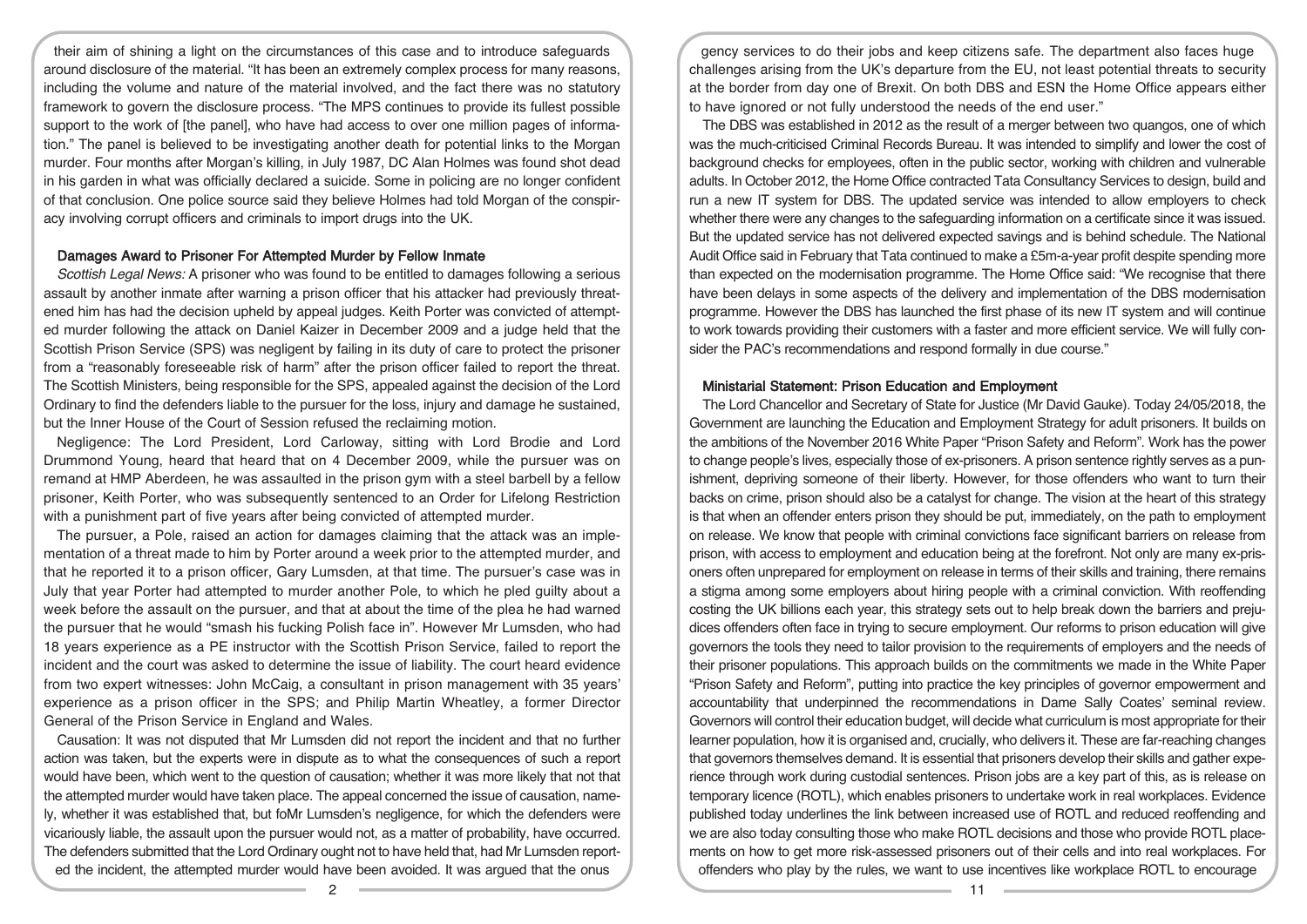their aim of shining a light on the circumstances of this case and to introduce safeguards around disclosure of the material. "It has been an extremely complex process for many reasons, including the volume and nature of the material involved, and the fact there was no statutory framework to govern the disclosure process. "The MPS continues to provide its fullest possible support to the work of [the panel], who have had access to over one million pages of information." The panel is believed to be investigating another death for potential links to the Morgan murder. Four months after Morgan's killing, in July 1987, DC Alan Holmes was found shot dead in his garden in what was officially declared a suicide. Some in policing are no longer confident of that conclusion. One police source said they believe Holmes had told Morgan of the conspiracy involving corrupt officers and criminals to import drugs into the UK.

### Damages Award to Prisoner For Attempted Murder by Fellow Inmate

*Scottish Legal News:* A prisoner who was found to be entitled to damages following a serious assault by another inmate after warning a prison officer that his attacker had previously threatened him has had the decision upheld by appeal judges. Keith Porter was convicted of attempted murder following the attack on Daniel Kaizer in December 2009 and a judge held that the Scottish Prison Service (SPS) was negligent by failing in its duty of care to protect the prisoner from a "reasonably foreseeable risk of harm" after the prison officer failed to report the threat. The Scottish Ministers, being responsible for the SPS, appealed against the decision of the Lord Ordinary to find the defenders liable to the pursuer for the loss, injury and damage he sustained, but the Inner House of the Court of Session refused the reclaiming motion.

Negligence: The Lord President, Lord Carloway, sitting with Lord Brodie and Lord Drummond Young, heard that heard that on 4 December 2009, while the pursuer was on remand at HMP Aberdeen, he was assaulted in the prison gym with a steel barbell by a fellow prisoner, Keith Porter, who was subsequently sentenced to an Order for Lifelong Restriction with a punishment part of five years after being convicted of attempted murder.

The pursuer, a Pole, raised an action for damages claiming that the attack was an implementation of a threat made to him by Porter around a week prior to the attempted murder, and that he reported it to a prison officer, Gary Lumsden, at that time. The pursuer's case was in July that year Porter had attempted to murder another Pole, to which he pled guilty about a week before the assault on the pursuer, and that at about the time of the plea he had warned the pursuer that he would "smash his fucking Polish face in". However Mr Lumsden, who had 18 years experience as a PE instructor with the Scottish Prison Service, failed to report the incident and the court was asked to determine the issue of liability. The court heard evidence from two expert witnesses: John McCaig, a consultant in prison management with 35 years' experience as a prison officer in the SPS; and Philip Martin Wheatley, a former Director General of the Prison Service in England and Wales.

Causation: It was not disputed that Mr Lumsden did not report the incident and that no further action was taken, but the experts were in dispute as to what the consequences of such a report would have been, which went to the question of causation; whether it was more likely that not that the attempted murder would have taken place. The appeal concerned the issue of causation, namely, whether it was established that, but foMr Lumsden's negligence, for which the defenders were vicariously liable, the assault upon the pursuer would not, as a matter of probability, have occurred. The defenders submitted that the Lord Ordinary ought not to have held that, had Mr Lumsden reported the incident, the attempted murder would have been avoided. It was argued that the onus

gency services to do their jobs and keep citizens safe. The department also faces huge challenges arising from the UK's departure from the EU, not least potential threats to security at the border from day one of Brexit. On both DBS and ESN the Home Office appears either to have ignored or not fully understood the needs of the end user."

The DBS was established in 2012 as the result of a merger between two quangos, one of which was the much-criticised Criminal Records Bureau. It was intended to simplify and lower the cost of background checks for employees, often in the public sector, working with children and vulnerable adults. In October 2012, the Home Office contracted Tata Consultancy Services to design, build and run a new IT system for DBS. The updated service was intended to allow employers to check whether there were any changes to the safeguarding information on a certificate since it was issued. But the updated service has not delivered expected savings and is behind schedule. The National Audit Office said in February that Tata continued to make a £5m-a-year profit despite spending more than expected on the modernisation programme. The Home Office said: "We recognise that there have been delays in some aspects of the delivery and implementation of the DBS modernisation programme. However the DBS has launched the first phase of its new IT system and will continue to work towards providing their customers with a faster and more efficient service. We will fully consider the PAC's recommendations and respond formally in due course."

### Ministerial Statement: Prison Education and Employment

The Lord Chancellor and Secretary of State for Justice (Mr David Gauke). Today 24/05/2018, the Government are launching the Education and Employment Strategy for adult prisoners. It builds on the ambitions of the November 2016 White Paper "Prison Safety and Reform". Work has the power to change people's lives, especially those of ex-prisoners. A prison sentence rightly serves as a punishment, depriving someone of their liberty. However, for those offenders who want to turn their backs on crime, prison should also be a catalyst for change. The vision at the heart of this strategy is that when an offender enters prison they should be put, immediately, on the path to employment on release. We know that people with criminal convictions face significant barriers on release from prison, with access to employment and education being at the forefront. Not only are many ex-prisoners often unprepared for employment on release in terms of their skills and training, there remains a stigma among some employers about hiring people with a criminal conviction. With reoffending costing the UK billions each year, this strategy sets out to help break down the barriers and prejudices offenders often face in trying to secure employment. Our reforms to prison education will give governors the tools they need to tailor provision to the requirements of employers and the needs of their prisoner populations. This approach builds on the commitments we made in the White Paper "Prison Safety and Reform", putting into practice the key principles of governor empowerment and accountability that underpinned the recommendations in Dame Sally Coates' seminal review. Governors will control their education budget, will decide what curriculum is most appropriate for their learner population, how it is organised and, crucially, who delivers it. These are far-reaching changes that governors themselves demand. It is essential that prisoners develop their skills and gather experience through work during custodial sentences. Prison jobs are a key part of this, as is release on temporary licence (ROTL), which enables prisoners to undertake work in real workplaces. Evidence published today underlines the link between increased use of ROTL and reduced reoffending and we are also today consulting those who make ROTL decisions and those who provide ROTL placements on how to get more risk-assessed prisoners out of their cells and into real workplaces. For offenders who play by the rules, we want to use incentives like workplace ROTL to encourage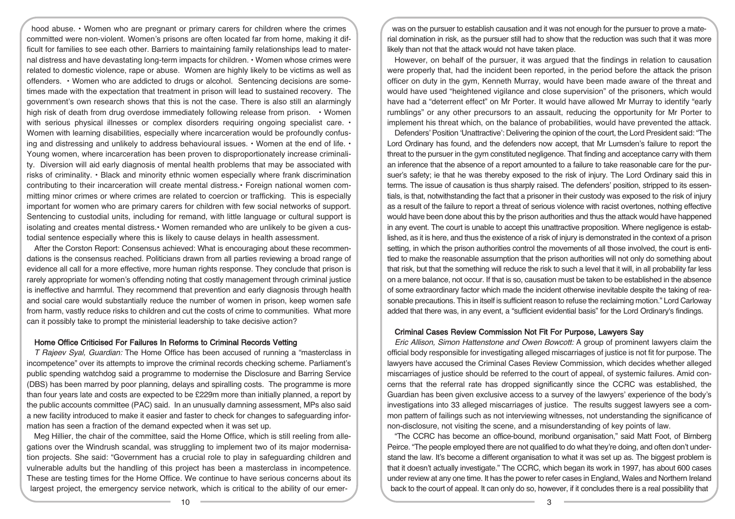hood abuse. • Women who are pregnant or primary carers for children where the crimes committed were non-violent. Women's prisons are often located far from home, making it difficult for families to see each other. Barriers to maintaining family relationships lead to maternal distress and have devastating long-term impacts for children. • Women whose crimes were related to domestic violence, rape or abuse. Women are highly likely to be victims as well as offenders. • Women who are addicted to drugs or alcohol. Sentencing decisions are sometimes made with the expectation that treatment in prison will lead to sustained recovery. The government's own research shows that this is not the case. There is also still an alarmingly high risk of death from drug overdose immediately following release from prison. • Women with serious physical illnesses or complex disorders requiring ongoing specialist care. • Women with learning disabilities, especially where incarceration would be profoundly confusing and distressing and unlikely to address behavioural issues. • Women at the end of life. • Young women, where incarceration has been proven to disproportionately increase criminality. Diversion will aid early diagnosis of mental health problems that may be associated with risks of criminality. • Black and minority ethnic women especially where frank discrimination contributing to their incarceration will create mental distress.• Foreign national women committing minor crimes or where crimes are related to coercion or trafficking. This is especially important for women who are primary carers for children with few social networks of support. Sentencing to custodial units, including for remand, with little language or cultural support is isolating and creates mental distress.• Women remanded who are unlikely to be given a custodial sentence especially where this is likely to cause delays in health assessment.

After the Corston Report: Consensus achieved: What is encouraging about these recommendations is the consensus reached. Politicians drawn from all parties reviewing a broad range of evidence all call for a more effective, more human rights response. They conclude that prison is rarely appropriate for women's offending noting that costly management through criminal justice is ineffective and harmful. They recommend that prevention and early diagnosis through health and social care would substantially reduce the number of women in prison, keep women safe from harm, vastly reduce risks to children and cut the costs of crime to communities. What more can it possibly take to prompt the ministerial leadership to take decisive action?

## Home Office Criticised For Failures In Reforms to Criminal Records Vetting

*T Rajeev Syal, Guardian:* The Home Office has been accused of running a "masterclass in incompetence" over its attempts to improve the criminal records checking scheme. Parliament's public spending watchdog said a programme to modernise the Disclosure and Barring Service (DBS) has been marred by poor planning, delays and spiralling costs. The programme is more than four years late and costs are expected to be £229m more than initially planned, a report by the public accounts committee (PAC) said. In an unusually damning assessment, MPs also said a new facility introduced to make it easier and faster to check for changes to safeguarding information has seen a fraction of the demand expected when it was set up.

Meg Hillier, the chair of the committee, said the Home Office, which is still reeling from allegations over the Windrush scandal, was struggling to implement two of its major modernisation projects. She said: "Government has a crucial role to play in safeguarding children and vulnerable adults but the handling of this project has been a masterclass in incompetence. These are testing times for the Home Office. We continue to have serious concerns about its largest project, the emergency service network, which is critical to the ability of our emer-

was on the pursuer to establish causation and it was not enough for the pursuer to prove a material domination in risk, as the pursuer still had to show that the reduction was such that it was more likely than not that the attack would not have taken place.

However, on behalf of the pursuer, it was argued that the findings in relation to causation were properly that, had the incident been reported, in the period before the attack the prison officer on duty in the gym, Kenneth Murray, would have been made aware of the threat and would have used "heightened vigilance and close supervision" of the prisoners, which would have had a "deterrent effect" on Mr Porter. It would have allowed Mr Murray to identify "early rumblings" or any other precursors to an assault, reducing the opportunity for Mr Porter to implement his threat which, on the balance of probabilities, would have prevented the attack.

Defenders' Position 'Unattractive': Delivering the opinion of the court, the Lord President said: "The Lord Ordinary has found, and the defenders now accept, that Mr Lumsden's failure to report the threat to the pursuer in the gym constituted negligence. That finding and acceptance carry with them an inference that the absence of a report amounted to a failure to take reasonable care for the pursuer's safety; ie that he was thereby exposed to the risk of injury. The Lord Ordinary said this in terms. The issue of causation is thus sharply raised. The defenders' position, stripped to its essentials, is that, notwithstanding the fact that a prisoner in their custody was exposed to the risk of injury as a result of the failure to report a threat of serious violence with racist overtones, nothing effective would have been done about this by the prison authorities and thus the attack would have happened in any event. The court is unable to accept this unattractive proposition. Where negligence is established, as it is here, and thus the existence of a risk of injury is demonstrated in the context of a prison setting, in which the prison authorities control the movements of all those involved, the court is entitled to make the reasonable assumption that the prison authorities will not only do something about that risk, but that the something will reduce the risk to such a level that it will, in all probability far less on a mere balance, not occur. If that is so, causation must be taken to be established in the absence of some extraordinary factor which made the incident otherwise inevitable despite the taking of reasonable precautions. This in itself is sufficient reason to refuse the reclaiming motion." Lord Carloway added that there was, in any event, a "sufficient evidential basis" for the Lord Ordinary's findings.

## Criminal Cases Review Commission Not Fit For Purpose, Lawyers Say

*Eric Allison, Simon Hattenstone and Owen Bowcott:* A group of prominent lawyers claim the official body responsible for investigating alleged miscarriages of justice is not fit for purpose. The lawyers have accused the Criminal Cases Review Commission, which decides whether alleged miscarriages of justice should be referred to the court of appeal, of systemic failures. Amid concerns that the referral rate has dropped significantly since the CCRC was established, the Guardian has been given exclusive access to a survey of the lawyers' experience of the body's investigations into 33 alleged miscarriages of justice. The results suggest lawyers see a common pattern of failings such as not interviewing witnesses, not understanding the significance of non-disclosure, not visiting the scene, and a misunderstanding of key points of law.

"The CCRC has become an office-bound, moribund organisation," said Matt Foot, of Birnberg Peirce. "The people employed there are not qualified to do what they're doing, and often don't understand the law. It's become a different organisation to what it was set up as. The biggest problem is that it doesn't actually investigate." The CCRC, which began its work in 1997, has about 600 cases under review at any one time. It has the power to refer cases in England, Wales and Northern Ireland back to the court of appeal. It can only do so, however, if it concludes there is a real possibility that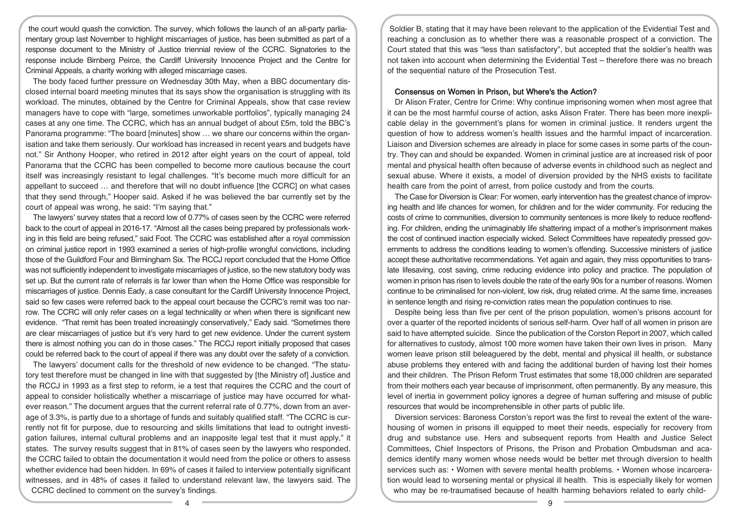the court would quash the conviction. The survey, which follows the launch of an all-party parliamentary group last November to highlight miscarriages of justice, has been submitted as part of a response document to the Ministry of Justice triennial review of the CCRC. Signatories to the response include Birnberg Peirce, the Cardiff University Innocence Project and the Centre for Criminal Appeals, a charity working with alleged miscarriage cases.

The body faced further pressure on Wednesday 30th May, when a BBC documentary disclosed internal board meeting minutes that its says show the organisation is struggling with its workload. The minutes, obtained by the Centre for Criminal Appeals, show that case review managers have to cope with "large, sometimes unworkable portfolios", typically managing 24 cases at any one time. The CCRC, which has an annual budget of about £5m, told the BBC's Panorama programme: "The board [minutes] show … we share our concerns within the organisation and take them seriously. Our workload has increased in recent years and budgets have not." Sir Anthony Hooper, who retired in 2012 after eight years on the court of appeal, told Panorama that the CCRC has been compelled to become more cautious because the court itself was increasingly resistant to legal challenges. "It's become much more difficult for an appellant to succeed … and therefore that will no doubt influence [the CCRC] on what cases that they send through," Hooper said. Asked if he was believed the bar currently set by the court of appeal was wrong, he said: "I'm saying that."

The lawyers' survey states that a record low of 0.77% of cases seen by the CCRC were referred back to the court of appeal in 2016-17. "Almost all the cases being prepared by professionals working in this field are being refused," said Foot. The CCRC was established after a royal commission on criminal justice report in 1993 examined a series of high-profile wrongful convictions, including those of the Guildford Four and Birmingham Six. The RCCJ report concluded that the Home Office was not sufficiently independent to investigate miscarriages of justice, so the new statutory body was set up. But the current rate of referrals is far lower than when the Home Office was responsible for miscarriages of justice. Dennis Eady, a case consultant for the Cardiff University Innocence Project, said so few cases were referred back to the appeal court because the CCRC's remit was too narrow. The CCRC will only refer cases on a legal technicality or when when there is significant new evidence. "That remit has been treated increasingly conservatively," Eady said. "Sometimes there are clear miscarriages of justice but it's very hard to get new evidence. Under the current system there is almost nothing you can do in those cases." The RCCJ report initially proposed that cases could be referred back to the court of appeal if there was any doubt over the safety of a conviction.

The lawyers' document calls for the threshold of new evidence to be changed. "The statutory test therefore must be changed in line with that suggested by [the Ministry of] Justice and the RCCJ in 1993 as a first step to reform, ie a test that requires the CCRC and the court of appeal to consider holistically whether a miscarriage of justice may have occurred for whatever reason." The document argues that the current referral rate of 0.77%, down from an average of 3.3%, is partly due to a shortage of funds and suitably qualified staff. "The CCRC is currently not fit for purpose, due to resourcing and skills limitations that lead to outright investigation failures, internal cultural problems and an inapposite legal test that it must apply," it states. The survey results suggest that in 81% of cases seen by the lawyers who responded, the CCRC failed to obtain the documentation it would need from the police or others to assess whether evidence had been hidden. In 69% of cases it failed to interview potentially significant witnesses, and in 48% of cases it failed to understand relevant law, the lawyers said. The CCRC declined to comment on the survey's findings.

Soldier B, stating that it may have been relevant to the application of the Evidential Test and reaching a conclusion as to whether there was a reasonable prospect of a conviction. The Court stated that this was "less than satisfactory", but accepted that the soldier's health was not taken into account when determining the Evidential Test – therefore there was no breach of the sequential nature of the Prosecution Test.

### Consensus on Women in Prison, but Where's the Action?

Dr Alison Frater, Centre for Crime: Why continue imprisoning women when most agree that it can be the most harmful course of action, asks Alison Frater. There has been more inexplicable delay in the government's plans for women in criminal justice. It renders urgent the question of how to address women's health issues and the harmful impact of incarceration. Liaison and Diversion schemes are already in place for some cases in some parts of the country. They can and should be expanded. Women in criminal justice are at increased risk of poor mental and physical health often because of adverse events in childhood such as neglect and sexual abuse. Where it exists, a model of diversion provided by the NHS exists to facilitate health care from the point of arrest, from police custody and from the courts.

The Case for Diversion is Clear: For women, early intervention has the greatest chance of improving health and life chances for women, for children and for the wider community. For reducing the costs of crime to communities, diversion to community sentences is more likely to reduce reoffending. For children, ending the unimaginably life shattering impact of a mother's imprisonment makes the cost of continued inaction especially wicked. Select Committees have repeatedly pressed governments to address the conditions leading to women's offending. Successive ministers of justice accept these authoritative recommendations. Yet again and again, they miss opportunities to translate lifesaving, cost saving, crime reducing evidence into policy and practice. The population of women in prison has risen to levels double the rate of the early 90s for a number of reasons. Women continue to be criminalised for non-violent, low risk, drug related crime. At the same time, increases in sentence length and rising re-conviction rates mean the population continues to rise.

Despite being less than five per cent of the prison population, women's prisons account for over a quarter of the reported incidents of serious self-harm. Over half of all women in prison are said to have attempted suicide. Since the publication of the Corston Report in 2007, which called for alternatives to custody, almost 100 more women have taken their own lives in prison. Many women leave prison still beleaguered by the debt, mental and physical ill health, or substance abuse problems they entered with and facing the additional burden of having lost their homes and their children. The Prison Reform Trust estimates that some 18,000 children are separated from their mothers each year because of imprisonment, often permanently. By any measure, this level of inertia in government policy ignores a degree of human suffering and misuse of public resources that would be incomprehensible in other parts of public life.

Diversion services: Baroness Corston's report was the first to reveal the extent of the warehousing of women in prisons ill equipped to meet their needs, especially for recovery from drug and substance use. Hers and subsequent reports from Health and Justice Select Committees, Chief Inspectors of Prisons, the Prison and Probation Ombudsman and academics identify many women whose needs would be better met through diversion to health services such as:

- Women with severe mental health problems.
- Women whose incarceration would lead to worsening mental or physical ill health. This is especially likely for women who may be re-traumatised because of health harming behaviors related to early child-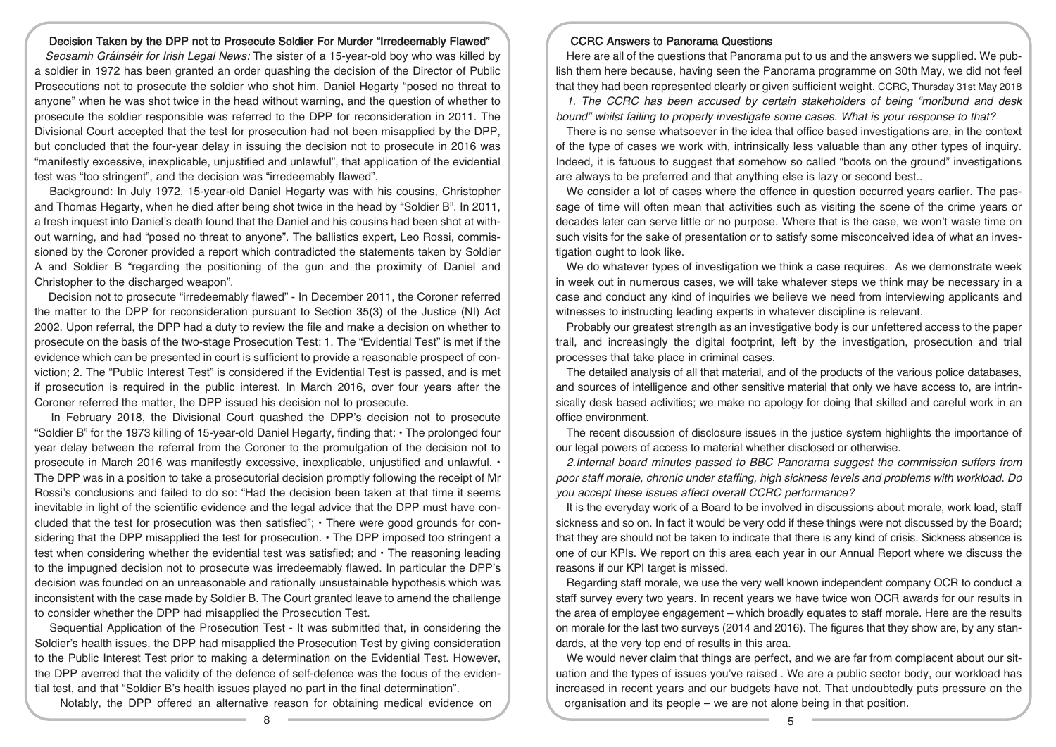## Decision Taken by the DPP not to Prosecute Soldier For Murder "Irredeemably Flawed"

*Seosamh Gráinséir for Irish Legal News:* The sister of a 15-year-old boy who was killed by a soldier in 1972 has been granted an order quashing the decision of the Director of Public Prosecutions not to prosecute the soldier who shot him. Daniel Hegarty "posed no threat to anyone" when he was shot twice in the head without warning, and the question of whether to prosecute the soldier responsible was referred to the DPP for reconsideration in 2011. The Divisional Court accepted that the test for prosecution had not been misapplied by the DPP, but concluded that the four-year delay in issuing the decision not to prosecute in 2016 was "manifestly excessive, inexplicable, unjustified and unlawful", that application of the evidential test was "too stringent", and the decision was "irredeemably flawed".

Background: In July 1972, 15-year-old Daniel Hegarty was with his cousins, Christopher and Thomas Hegarty, when he died after being shot twice in the head by "Soldier B". In 2011, a fresh inquest into Daniel's death found that the Daniel and his cousins had been shot at without warning, and had "posed no threat to anyone". The ballistics expert, Leo Rossi, commissioned by the Coroner provided a report which contradicted the statements taken by Soldier A and Soldier B "regarding the positioning of the gun and the proximity of Daniel and Christopher to the discharged weapon".

Decision not to prosecute "irredeemably flawed" - In December 2011, the Coroner referred the matter to the DPP for reconsideration pursuant to Section 35(3) of the Justice (NI) Act 2002. Upon referral, the DPP had a duty to review the file and make a decision on whether to prosecute on the basis of the two-stage Prosecution Test: 1. The "Evidential Test" is met if the evidence which can be presented in court is sufficient to provide a reasonable prospect of conviction; 2. The "Public Interest Test" is considered if the Evidential Test is passed, and is met if prosecution is required in the public interest. In March 2016, over four years after the Coroner referred the matter, the DPP issued his decision not to prosecute.

In February 2018, the Divisional Court quashed the DPP's decision not to prosecute "Soldier B" for the 1973 killing of 15-year-old Daniel Hegarty, finding that: • The prolonged four year delay between the referral from the Coroner to the promulgation of the decision not to prosecute in March 2016 was manifestly excessive, inexplicable, unjustified and unlawful. • The DPP was in a position to take a prosecutorial decision promptly following the receipt of Mr Rossi's conclusions and failed to do so: "Had the decision been taken at that time it seems inevitable in light of the scientific evidence and the legal advice that the DPP must have concluded that the test for prosecution was then satisfied"; • There were good grounds for considering that the DPP misapplied the test for prosecution. • The DPP imposed too stringent a test when considering whether the evidential test was satisfied; and • The reasoning leading to the impugned decision not to prosecute was irredeemably flawed. In particular the DPP's decision was founded on an unreasonable and rationally unsustainable hypothesis which was inconsistent with the case made by Soldier B. The Court granted leave to amend the challenge to consider whether the DPP had misapplied the Prosecution Test.

Sequential Application of the Prosecution Test - It was submitted that, in considering the Soldier's health issues, the DPP had misapplied the Prosecution Test by giving consideration to the Public Interest Test prior to making a determination on the Evidential Test. However, the DPP averred that the validity of the defence of self-defence was the focus of the evidential test, and that "Soldier B's health issues played no part in the final determination".

Notably, the DPP offered an alternative reason for obtaining medical evidence on

## CCRC Answers to Panorama Questions

Here are all of the questions that Panorama put to us and the answers we supplied. We publish them here because, having seen the Panorama programme on 30th May, we did not feel that they had been represented clearly or given sufficient weight. CCRC, Thursday 31st May 2018

*1. The CCRC has been accused by certain stakeholders of being "moribund and desk bound" whilst failing to properly investigate some cases. What is your response to that?*

There is no sense whatsoever in the idea that office based investigations are, in the context of the type of cases we work with, intrinsically less valuable than any other types of inquiry. Indeed, it is fatuous to suggest that somehow so called "boots on the ground" investigations are always to be preferred and that anything else is lazy or second best..

We consider a lot of cases where the offence in question occurred years earlier. The passage of time will often mean that activities such as visiting the scene of the crime years or decades later can serve little or no purpose. Where that is the case, we won't waste time on such visits for the sake of presentation or to satisfy some misconceived idea of what an investigation ought to look like.

We do whatever types of investigation we think a case requires. As we demonstrate week in week out in numerous cases, we will take whatever steps we think may be necessary in a case and conduct any kind of inquiries we believe we need from interviewing applicants and witnesses to instructing leading experts in whatever discipline is relevant.

Probably our greatest strength as an investigative body is our unfettered access to the paper trail, and increasingly the digital footprint, left by the investigation, prosecution and trial processes that take place in criminal cases.

The detailed analysis of all that material, and of the products of the various police databases, and sources of intelligence and other sensitive material that only we have access to, are intrinsically desk based activities; we make no apology for doing that skilled and careful work in an office environment.

The recent discussion of disclosure issues in the justice system highlights the importance of our legal powers of access to material whether disclosed or otherwise.

*2.Internal board minutes passed to BBC Panorama suggest the commission suffers from poor staff morale, chronic under staffing, high sickness levels and problems with workload. Do you accept these issues affect overall CCRC performance?*

It is the everyday work of a Board to be involved in discussions about morale, work load, staff sickness and so on. In fact it would be very odd if these things were not discussed by the Board; that they are should not be taken to indicate that there is any kind of crisis. Sickness absence is one of our KPIs. We report on this area each year in our Annual Report where we discuss the reasons if our KPI target is missed.

Regarding staff morale, we use the very well known independent company OCR to conduct a staff survey every two years. In recent years we have twice won OCR awards for our results in the area of employee engagement – which broadly equates to staff morale. Here are the results on morale for the last two surveys (2014 and 2016). The figures that they show are, by any standards, at the very top end of results in this area.

We would never claim that things are perfect, and we are far from complacent about our situation and the types of issues you've raised . We are a public sector body, our workload has increased in recent years and our budgets have not. That undoubtedly puts pressure on the organisation and its people – we are not alone being in that position.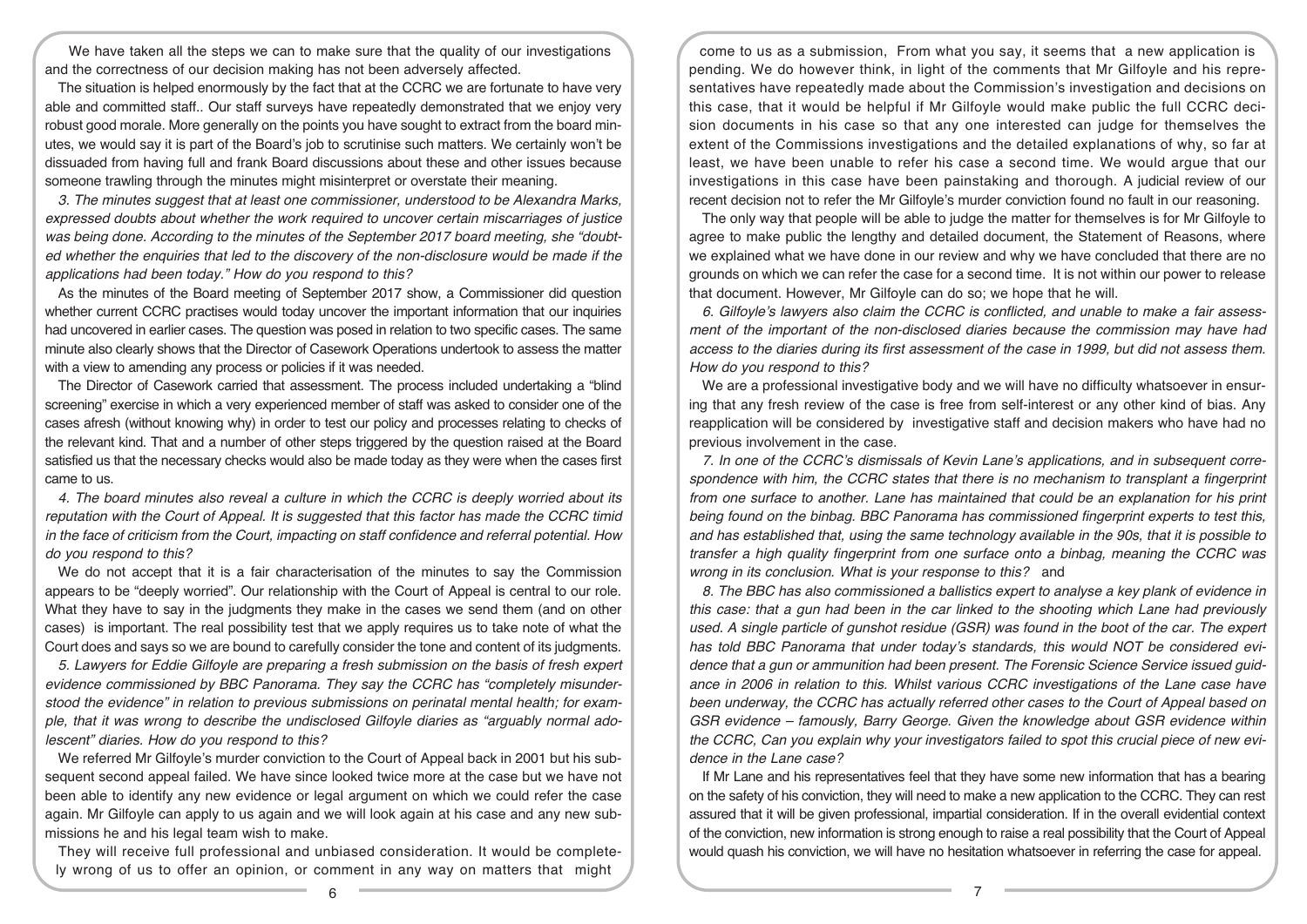We have taken all the steps we can to make sure that the quality of our investigations and the correctness of our decision making has not been adversely affected.

The situation is helped enormously by the fact that at the CCRC we are fortunate to have very able and committed staff.. Our staff surveys have repeatedly demonstrated that we enjoy very robust good morale. More generally on the points you have sought to extract from the board minutes, we would say it is part of the Board's job to scrutinise such matters. We certainly won't be dissuaded from having full and frank Board discussions about these and other issues because someone trawling through the minutes might misinterpret or overstate their meaning.

*3. The minutes suggest that at least one commissioner, understood to be Alexandra Marks, expressed doubts about whether the work required to uncover certain miscarriages of justice was being done. According to the minutes of the September 2017 board meeting, she "doubted whether the enquiries that led to the discovery of the non-disclosure would be made if the applications had been today." How do you respond to this?*

As the minutes of the Board meeting of September 2017 show, a Commissioner did question whether current CCRC practises would today uncover the important information that our inquiries had uncovered in earlier cases. The question was posed in relation to two specific cases. The same minute also clearly shows that the Director of Casework Operations undertook to assess the matter with a view to amending any process or policies if it was needed.

The Director of Casework carried that assessment. The process included undertaking a "blind screening" exercise in which a very experienced member of staff was asked to consider one of the cases afresh (without knowing why) in order to test our policy and processes relating to checks of the relevant kind. That and a number of other steps triggered by the question raised at the Board satisfied us that the necessary checks would also be made today as they were when the cases first came to us.

*4. The board minutes also reveal a culture in which the CCRC is deeply worried about its reputation with the Court of Appeal. It is suggested that this factor has made the CCRC timid in the face of criticism from the Court, impacting on staff confidence and referral potential. How do you respond to this?*

We do not accept that it is a fair characterisation of the minutes to say the Commission appears to be "deeply worried". Our relationship with the Court of Appeal is central to our role. What they have to say in the judgments they make in the cases we send them (and on other cases) is important. The real possibility test that we apply requires us to take note of what the Court does and says so we are bound to carefully consider the tone and content of its judgments.

*5. Lawyers for Eddie Gilfoyle are preparing a fresh submission on the basis of fresh expert evidence commissioned by BBC Panorama. They say the CCRC has "completely misunderstood the evidence" in relation to previous submissions on perinatal mental health; for example, that it was wrong to describe the undisclosed Gilfoyle diaries as "arguably normal adolescent" diaries. How do you respond to this?*

We referred Mr Gilfoyle's murder conviction to the Court of Appeal back in 2001 but his subsequent second appeal failed. We have since looked twice more at the case but we have not been able to identify any new evidence or legal argument on which we could refer the case again. Mr Gilfoyle can apply to us again and we will look again at his case and any new submissions he and his legal team wish to make.

They will receive full professional and unbiased consideration. It would be completely wrong of us to offer an opinion, or comment in any way on matters that might come to us as a submission, From what you say, it seems that a new application is pending. We do however think, in light of the comments that Mr Gilfoyle and his representatives have repeatedly made about the Commission's investigation and decisions on this case, that it would be helpful if Mr Gilfoyle would make public the full CCRC decision documents in his case so that any one interested can judge for themselves the extent of the Commissions investigations and the detailed explanations of why, so far at least, we have been unable to refer his case a second time. We would argue that our investigations in this case have been painstaking and thorough. A judicial review of our recent decision not to refer the Mr Gilfoyle's murder conviction found no fault in our reasoning.

The only way that people will be able to judge the matter for themselves is for Mr Gilfoyle to agree to make public the lengthy and detailed document, the Statement of Reasons, where we explained what we have done in our review and why we have concluded that there are no grounds on which we can refer the case for a second time. It is not within our power to release that document. However, Mr Gilfoyle can do so; we hope that he will.

*6. Gilfoyle's lawyers also claim the CCRC is conflicted, and unable to make a fair assessment of the important of the non-disclosed diaries because the commission may have had access to the diaries during its first assessment of the case in 1999, but did not assess them. How do you respond to this?*

We are a professional investigative body and we will have no difficulty whatsoever in ensuring that any fresh review of the case is free from self-interest or any other kind of bias. Any reapplication will be considered by investigative staff and decision makers who have had no previous involvement in the case.

*7. In one of the CCRC's dismissals of Kevin Lane's applications, and in subsequent correspondence with him, the CCRC states that there is no mechanism to transplant a fingerprint from one surface to another. Lane has maintained that could be an explanation for his print being found on the binbag. BBC Panorama has commissioned fingerprint experts to test this, and has established that, using the same technology available in the 90s, that it is possible to transfer a high quality fingerprint from one surface onto a binbag, meaning the CCRC was wrong in its conclusion. What is your response to this?* and

*8. The BBC has also commissioned a ballistics expert to analyse a key plank of evidence in this case: that a gun had been in the car linked to the shooting which Lane had previously used. A single particle of gunshot residue (GSR) was found in the boot of the car. The expert has told BBC Panorama that under today's standards, this would NOT be considered evidence that a gun or ammunition had been present. The Forensic Science Service issued guidance in 2006 in relation to this. Whilst various CCRC investigations of the Lane case have been underway, the CCRC has actually referred other cases to the Court of Appeal based on GSR evidence – famously, Barry George. Given the knowledge about GSR evidence within the CCRC, Can you explain why your investigators failed to spot this crucial piece of new evidence in the Lane case?*

If Mr Lane and his representatives feel that they have some new information that has a bearing on the safety of his conviction, they will need to make a new application to the CCRC. They can rest assured that it will be given professional, impartial consideration. If in the overall evidential context of the conviction, new information is strong enough to raise a real possibility that the Court of Appeal would quash his conviction, we will have no hesitation whatsoever in referring the case for appeal.